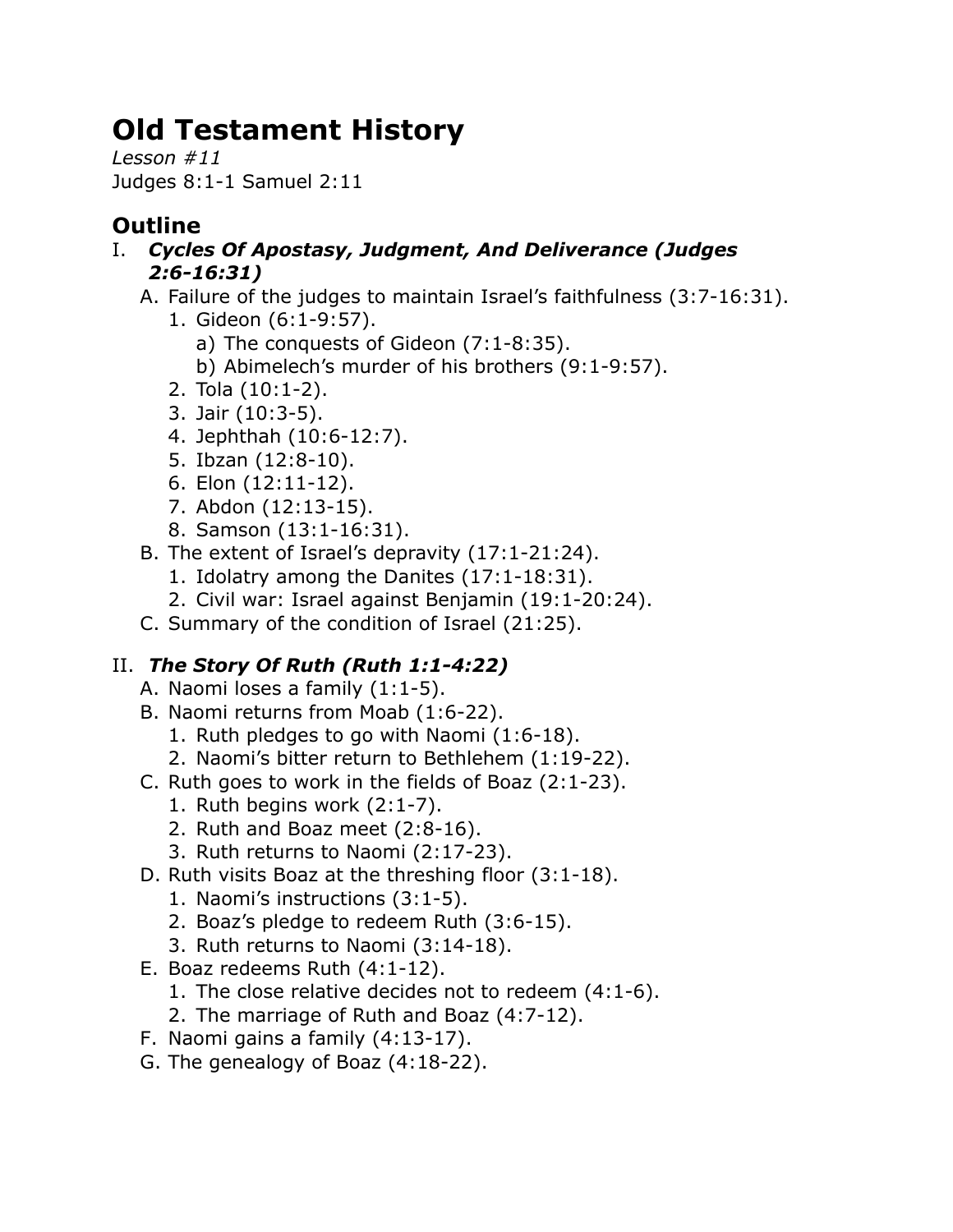# Old Testament History

*Lesson #11*
Judges 8:1-1 Samuel 2:11

## Outline

I. ***Cycles Of Apostasy, Judgment, And Deliverance (Judges 2:6-16:31)***
   A. Failure of the judges to maintain Israel's faithfulness (3:7-16:31).
      1. Gideon (6:1-9:57).
         a) The conquests of Gideon (7:1-8:35).
         b) Abimelech's murder of his brothers (9:1-9:57).
      2. Tola (10:1-2).
      3. Jair (10:3-5).
      4. Jephthah (10:6-12:7).
      5. Ibzan (12:8-10).
      6. Elon (12:11-12).
      7. Abdon (12:13-15).
      8. Samson (13:1-16:31).
   B. The extent of Israel's depravity (17:1-21:24).
      1. Idolatry among the Danites (17:1-18:31).
      2. Civil war: Israel against Benjamin (19:1-20:24).
   C. Summary of the condition of Israel (21:25).

II. ***The Story Of Ruth (Ruth 1:1-4:22)***
   A. Naomi loses a family (1:1-5).
   B. Naomi returns from Moab (1:6-22).
      1. Ruth pledges to go with Naomi (1:6-18).
      2. Naomi's bitter return to Bethlehem (1:19-22).
   C. Ruth goes to work in the fields of Boaz (2:1-23).
      1. Ruth begins work (2:1-7).
      2. Ruth and Boaz meet (2:8-16).
      3. Ruth returns to Naomi (2:17-23).
   D. Ruth visits Boaz at the threshing floor (3:1-18).
      1. Naomi's instructions (3:1-5).
      2. Boaz's pledge to redeem Ruth (3:6-15).
      3. Ruth returns to Naomi (3:14-18).
   E. Boaz redeems Ruth (4:1-12).
      1. The close relative decides not to redeem (4:1-6).
      2. The marriage of Ruth and Boaz (4:7-12).
   F. Naomi gains a family (4:13-17).
   G. The genealogy of Boaz (4:18-22).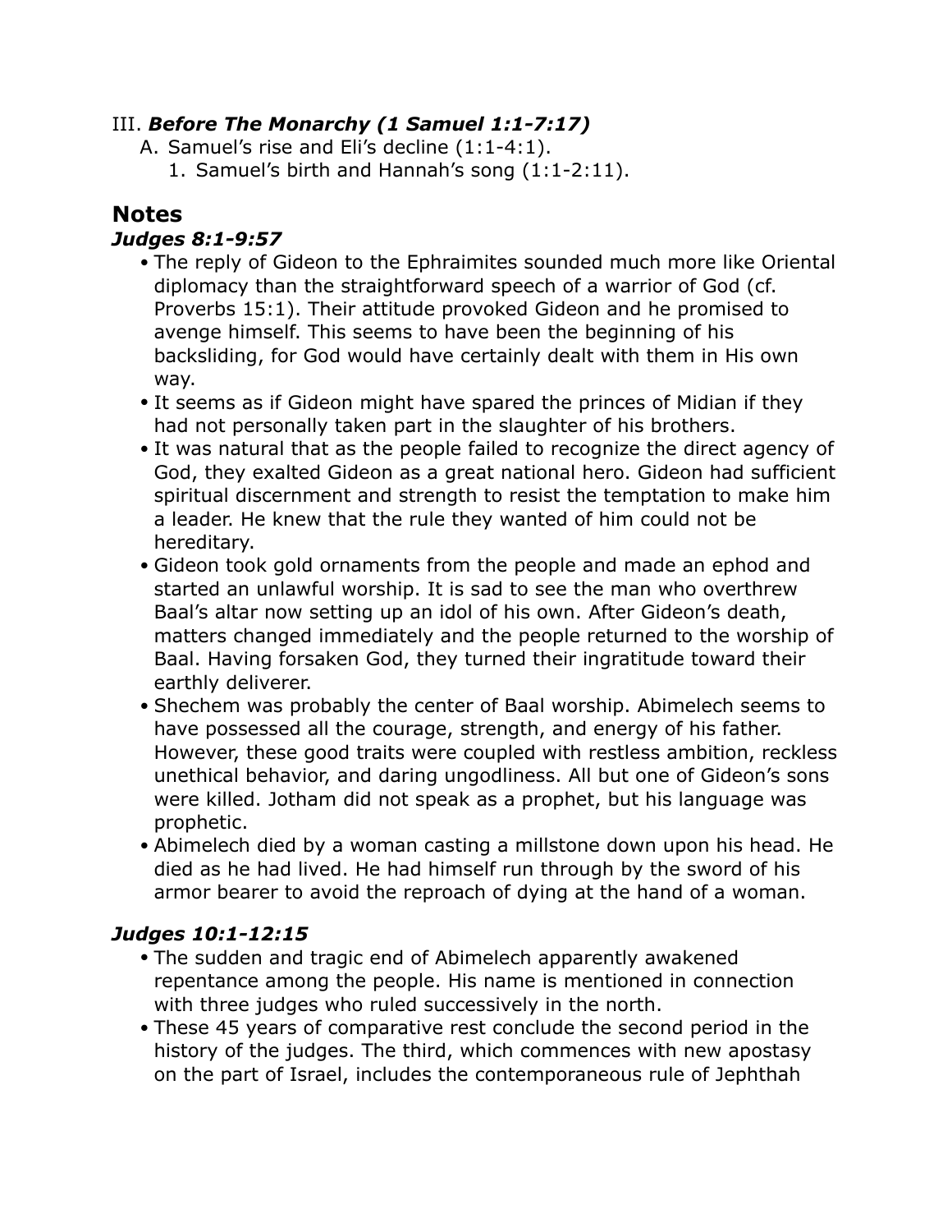III. ***Before The Monarchy (1 Samuel 1:1-7:17)***

   A. Samuel's rise and Eli's decline (1:1-4:1).

      1. Samuel's birth and Hannah's song (1:1-2:11).

## Notes

### *Judges 8:1-9:57*

- The reply of Gideon to the Ephraimites sounded much more like Oriental diplomacy than the straightforward speech of a warrior of God (cf. Proverbs 15:1). Their attitude provoked Gideon and he promised to avenge himself. This seems to have been the beginning of his backsliding, for God would have certainly dealt with them in His own way.
- It seems as if Gideon might have spared the princes of Midian if they had not personally taken part in the slaughter of his brothers.
- It was natural that as the people failed to recognize the direct agency of God, they exalted Gideon as a great national hero. Gideon had sufficient spiritual discernment and strength to resist the temptation to make him a leader. He knew that the rule they wanted of him could not be hereditary.
- Gideon took gold ornaments from the people and made an ephod and started an unlawful worship. It is sad to see the man who overthrew Baal's altar now setting up an idol of his own. After Gideon's death, matters changed immediately and the people returned to the worship of Baal. Having forsaken God, they turned their ingratitude toward their earthly deliverer.
- Shechem was probably the center of Baal worship. Abimelech seems to have possessed all the courage, strength, and energy of his father. However, these good traits were coupled with restless ambition, reckless unethical behavior, and daring ungodliness. All but one of Gideon's sons were killed. Jotham did not speak as a prophet, but his language was prophetic.
- Abimelech died by a woman casting a millstone down upon his head. He died as he had lived. He had himself run through by the sword of his armor bearer to avoid the reproach of dying at the hand of a woman.

### *Judges 10:1-12:15*

- The sudden and tragic end of Abimelech apparently awakened repentance among the people. His name is mentioned in connection with three judges who ruled successively in the north.
- These 45 years of comparative rest conclude the second period in the history of the judges. The third, which commences with new apostasy on the part of Israel, includes the contemporaneous rule of Jephthah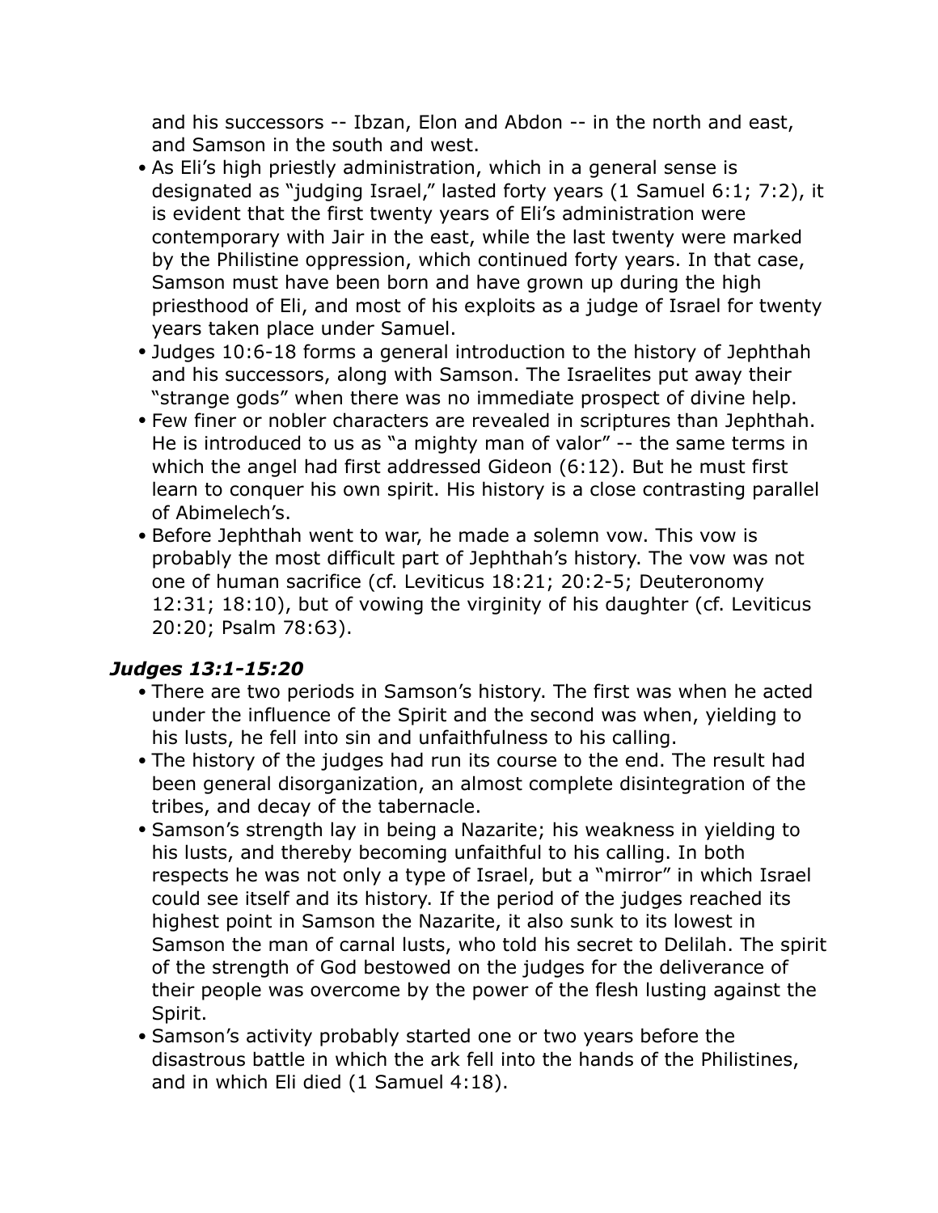and his successors -- Ibzan, Elon and Abdon -- in the north and east, and Samson in the south and west.

- As Eli's high priestly administration, which in a general sense is designated as "judging Israel," lasted forty years (1 Samuel 6:1; 7:2), it is evident that the first twenty years of Eli's administration were contemporary with Jair in the east, while the last twenty were marked by the Philistine oppression, which continued forty years. In that case, Samson must have been born and have grown up during the high priesthood of Eli, and most of his exploits as a judge of Israel for twenty years taken place under Samuel.
- Judges 10:6-18 forms a general introduction to the history of Jephthah and his successors, along with Samson. The Israelites put away their "strange gods" when there was no immediate prospect of divine help.
- Few finer or nobler characters are revealed in scriptures than Jephthah. He is introduced to us as "a mighty man of valor" -- the same terms in which the angel had first addressed Gideon (6:12). But he must first learn to conquer his own spirit. His history is a close contrasting parallel of Abimelech's.
- Before Jephthah went to war, he made a solemn vow. This vow is probably the most difficult part of Jephthah's history. The vow was not one of human sacrifice (cf. Leviticus 18:21; 20:2-5; Deuteronomy 12:31; 18:10), but of vowing the virginity of his daughter (cf. Leviticus 20:20; Psalm 78:63).

### *Judges 13:1-15:20*

- There are two periods in Samson's history. The first was when he acted under the influence of the Spirit and the second was when, yielding to his lusts, he fell into sin and unfaithfulness to his calling.
- The history of the judges had run its course to the end. The result had been general disorganization, an almost complete disintegration of the tribes, and decay of the tabernacle.
- Samson's strength lay in being a Nazarite; his weakness in yielding to his lusts, and thereby becoming unfaithful to his calling. In both respects he was not only a type of Israel, but a "mirror" in which Israel could see itself and its history. If the period of the judges reached its highest point in Samson the Nazarite, it also sunk to its lowest in Samson the man of carnal lusts, who told his secret to Delilah. The spirit of the strength of God bestowed on the judges for the deliverance of their people was overcome by the power of the flesh lusting against the Spirit.
- Samson's activity probably started one or two years before the disastrous battle in which the ark fell into the hands of the Philistines, and in which Eli died (1 Samuel 4:18).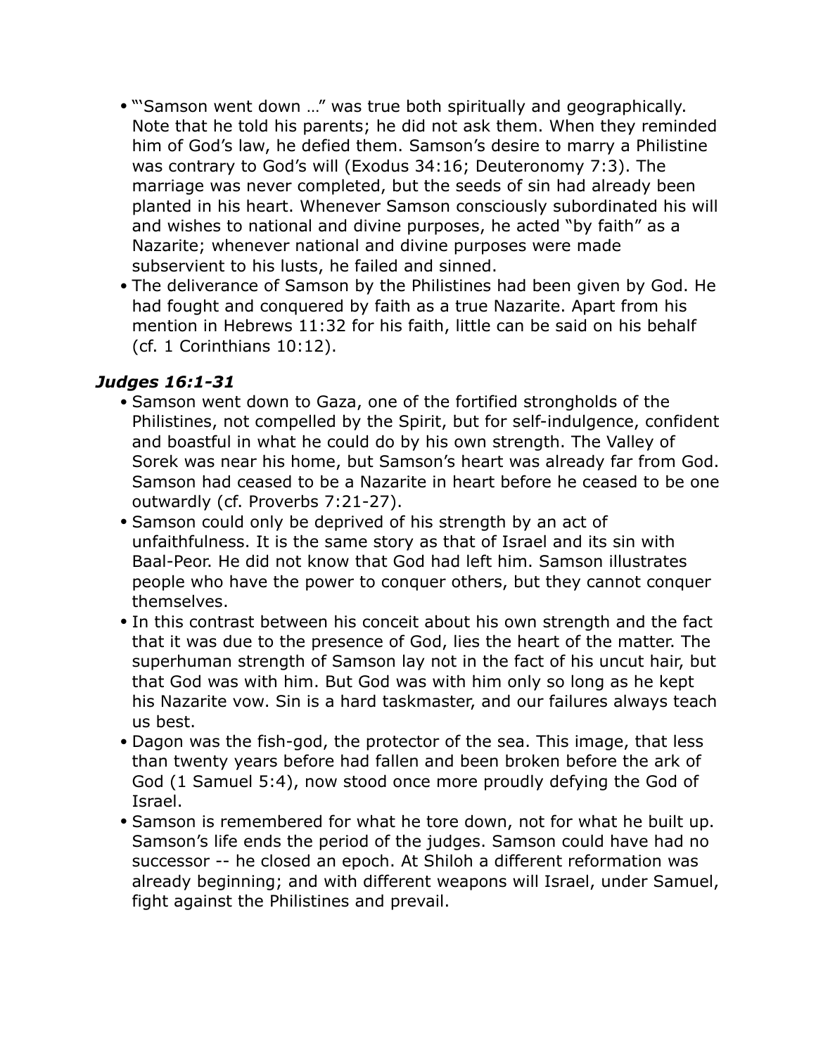- "'Samson went down …" was true both spiritually and geographically. Note that he told his parents; he did not ask them. When they reminded him of God's law, he defied them. Samson's desire to marry a Philistine was contrary to God's will (Exodus 34:16; Deuteronomy 7:3). The marriage was never completed, but the seeds of sin had already been planted in his heart. Whenever Samson consciously subordinated his will and wishes to national and divine purposes, he acted "by faith" as a Nazarite; whenever national and divine purposes were made subservient to his lusts, he failed and sinned.
- The deliverance of Samson by the Philistines had been given by God. He had fought and conquered by faith as a true Nazarite. Apart from his mention in Hebrews 11:32 for his faith, little can be said on his behalf (cf. 1 Corinthians 10:12).

### *Judges 16:1-31*

- Samson went down to Gaza, one of the fortified strongholds of the Philistines, not compelled by the Spirit, but for self-indulgence, confident and boastful in what he could do by his own strength. The Valley of Sorek was near his home, but Samson's heart was already far from God. Samson had ceased to be a Nazarite in heart before he ceased to be one outwardly (cf. Proverbs 7:21-27).
- Samson could only be deprived of his strength by an act of unfaithfulness. It is the same story as that of Israel and its sin with Baal-Peor. He did not know that God had left him. Samson illustrates people who have the power to conquer others, but they cannot conquer themselves.
- In this contrast between his conceit about his own strength and the fact that it was due to the presence of God, lies the heart of the matter. The superhuman strength of Samson lay not in the fact of his uncut hair, but that God was with him. But God was with him only so long as he kept his Nazarite vow. Sin is a hard taskmaster, and our failures always teach us best.
- Dagon was the fish-god, the protector of the sea. This image, that less than twenty years before had fallen and been broken before the ark of God (1 Samuel 5:4), now stood once more proudly defying the God of Israel.
- Samson is remembered for what he tore down, not for what he built up. Samson's life ends the period of the judges. Samson could have had no successor -- he closed an epoch. At Shiloh a different reformation was already beginning; and with different weapons will Israel, under Samuel, fight against the Philistines and prevail.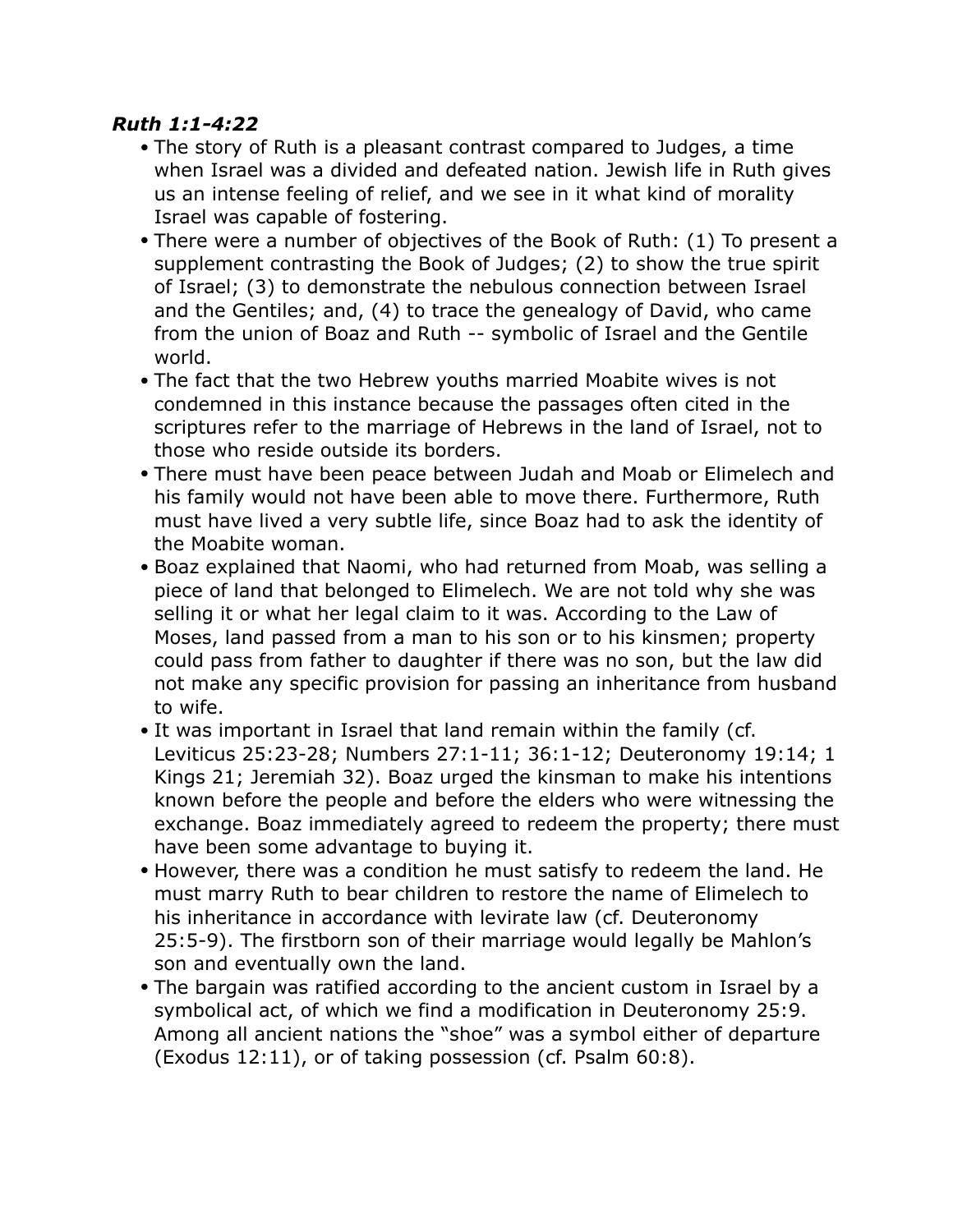***Ruth 1:1-4:22***

- The story of Ruth is a pleasant contrast compared to Judges, a time when Israel was a divided and defeated nation. Jewish life in Ruth gives us an intense feeling of relief, and we see in it what kind of morality Israel was capable of fostering.
- There were a number of objectives of the Book of Ruth: (1) To present a supplement contrasting the Book of Judges; (2) to show the true spirit of Israel; (3) to demonstrate the nebulous connection between Israel and the Gentiles; and, (4) to trace the genealogy of David, who came from the union of Boaz and Ruth -- symbolic of Israel and the Gentile world.
- The fact that the two Hebrew youths married Moabite wives is not condemned in this instance because the passages often cited in the scriptures refer to the marriage of Hebrews in the land of Israel, not to those who reside outside its borders.
- There must have been peace between Judah and Moab or Elimelech and his family would not have been able to move there. Furthermore, Ruth must have lived a very subtle life, since Boaz had to ask the identity of the Moabite woman.
- Boaz explained that Naomi, who had returned from Moab, was selling a piece of land that belonged to Elimelech. We are not told why she was selling it or what her legal claim to it was. According to the Law of Moses, land passed from a man to his son or to his kinsmen; property could pass from father to daughter if there was no son, but the law did not make any specific provision for passing an inheritance from husband to wife.
- It was important in Israel that land remain within the family (cf. Leviticus 25:23-28; Numbers 27:1-11; 36:1-12; Deuteronomy 19:14; 1 Kings 21; Jeremiah 32). Boaz urged the kinsman to make his intentions known before the people and before the elders who were witnessing the exchange. Boaz immediately agreed to redeem the property; there must have been some advantage to buying it.
- However, there was a condition he must satisfy to redeem the land. He must marry Ruth to bear children to restore the name of Elimelech to his inheritance in accordance with levirate law (cf. Deuteronomy 25:5-9). The firstborn son of their marriage would legally be Mahlon's son and eventually own the land.
- The bargain was ratified according to the ancient custom in Israel by a symbolical act, of which we find a modification in Deuteronomy 25:9. Among all ancient nations the "shoe" was a symbol either of departure (Exodus 12:11), or of taking possession (cf. Psalm 60:8).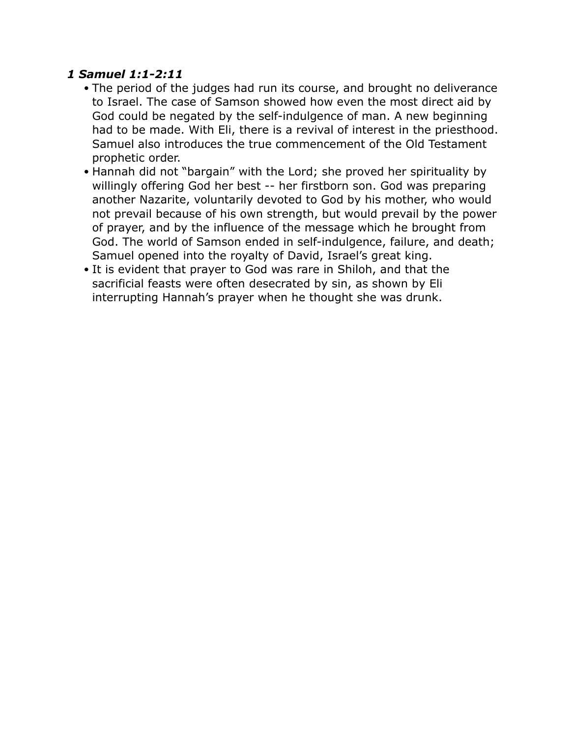***1 Samuel 1:1-2:11***

- The period of the judges had run its course, and brought no deliverance to Israel. The case of Samson showed how even the most direct aid by God could be negated by the self-indulgence of man. A new beginning had to be made. With Eli, there is a revival of interest in the priesthood. Samuel also introduces the true commencement of the Old Testament prophetic order.
- Hannah did not "bargain" with the Lord; she proved her spirituality by willingly offering God her best -- her firstborn son. God was preparing another Nazarite, voluntarily devoted to God by his mother, who would not prevail because of his own strength, but would prevail by the power of prayer, and by the influence of the message which he brought from God. The world of Samson ended in self-indulgence, failure, and death; Samuel opened into the royalty of David, Israel's great king.
- It is evident that prayer to God was rare in Shiloh, and that the sacrificial feasts were often desecrated by sin, as shown by Eli interrupting Hannah's prayer when he thought she was drunk.